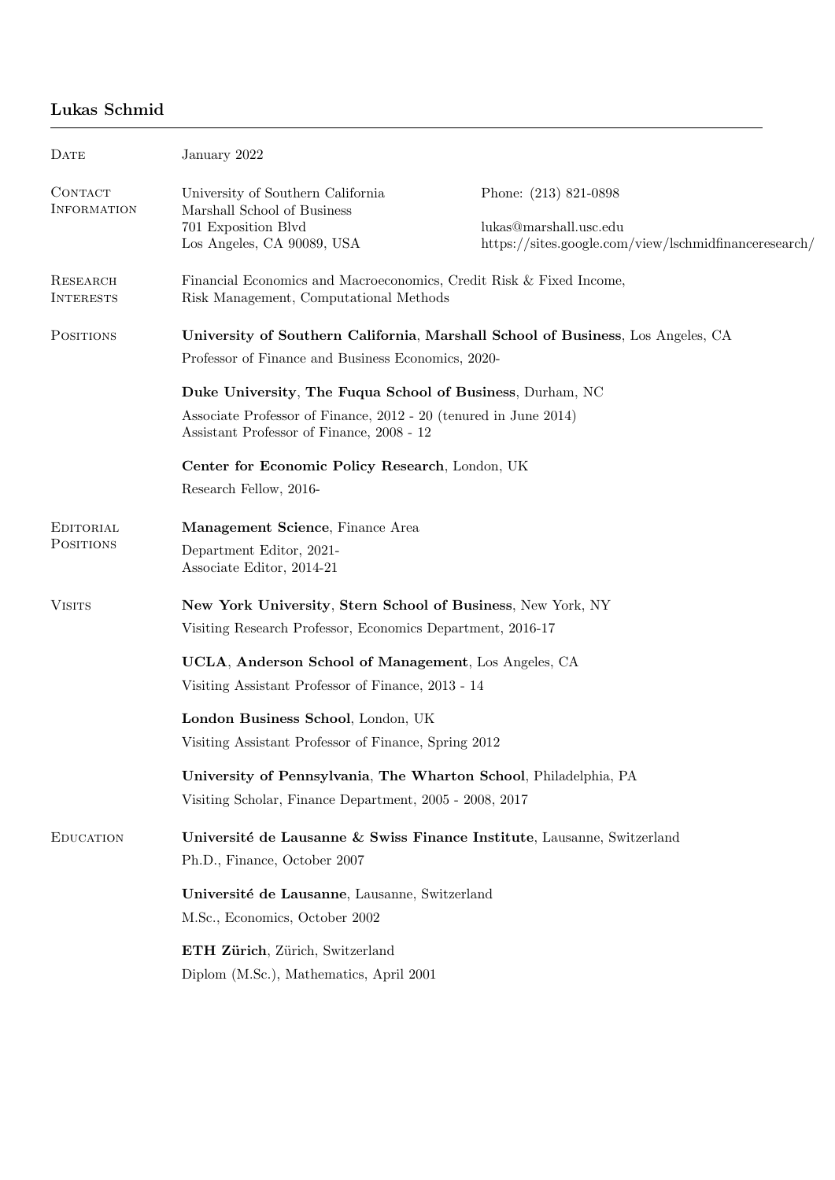# Lukas Schmid

---

**Date**

January 2022

**Contact Information**

University of Southern California
Marshall School of Business
701 Exposition Blvd
Los Angeles, CA 90089, USA

Phone: (213) 821-0898

lukas@marshall.usc.edu
https://sites.google.com/view/lschmidfinanceresearch/

**Research Interests**

Financial Economics and Macroeconomics, Credit Risk & Fixed Income,
Risk Management, Computational Methods

**Positions**

**University of Southern California**, **Marshall School of Business**, Los Angeles, CA

Professor of Finance and Business Economics, 2020-

**Duke University**, **The Fuqua School of Business**, Durham, NC

Associate Professor of Finance, 2012 - 20 (tenured in June 2014)
Assistant Professor of Finance, 2008 - 12

**Center for Economic Policy Research**, London, UK

Research Fellow, 2016-

**Editorial Positions**

**Management Science**, Finance Area

Department Editor, 2021-
Associate Editor, 2014-21

**Visits**

**New York University**, **Stern School of Business**, New York, NY

Visiting Research Professor, Economics Department, 2016-17

**UCLA**, **Anderson School of Management**, Los Angeles, CA

Visiting Assistant Professor of Finance, 2013 - 14

**London Business School**, London, UK

Visiting Assistant Professor of Finance, Spring 2012

**University of Pennsylvania**, **The Wharton School**, Philadelphia, PA

Visiting Scholar, Finance Department, 2005 - 2008, 2017

**Education**

**Université de Lausanne & Swiss Finance Institute**, Lausanne, Switzerland

Ph.D., Finance, October 2007

**Université de Lausanne**, Lausanne, Switzerland

M.Sc., Economics, October 2002

**ETH Zürich**, Zürich, Switzerland

Diplom (M.Sc.), Mathematics, April 2001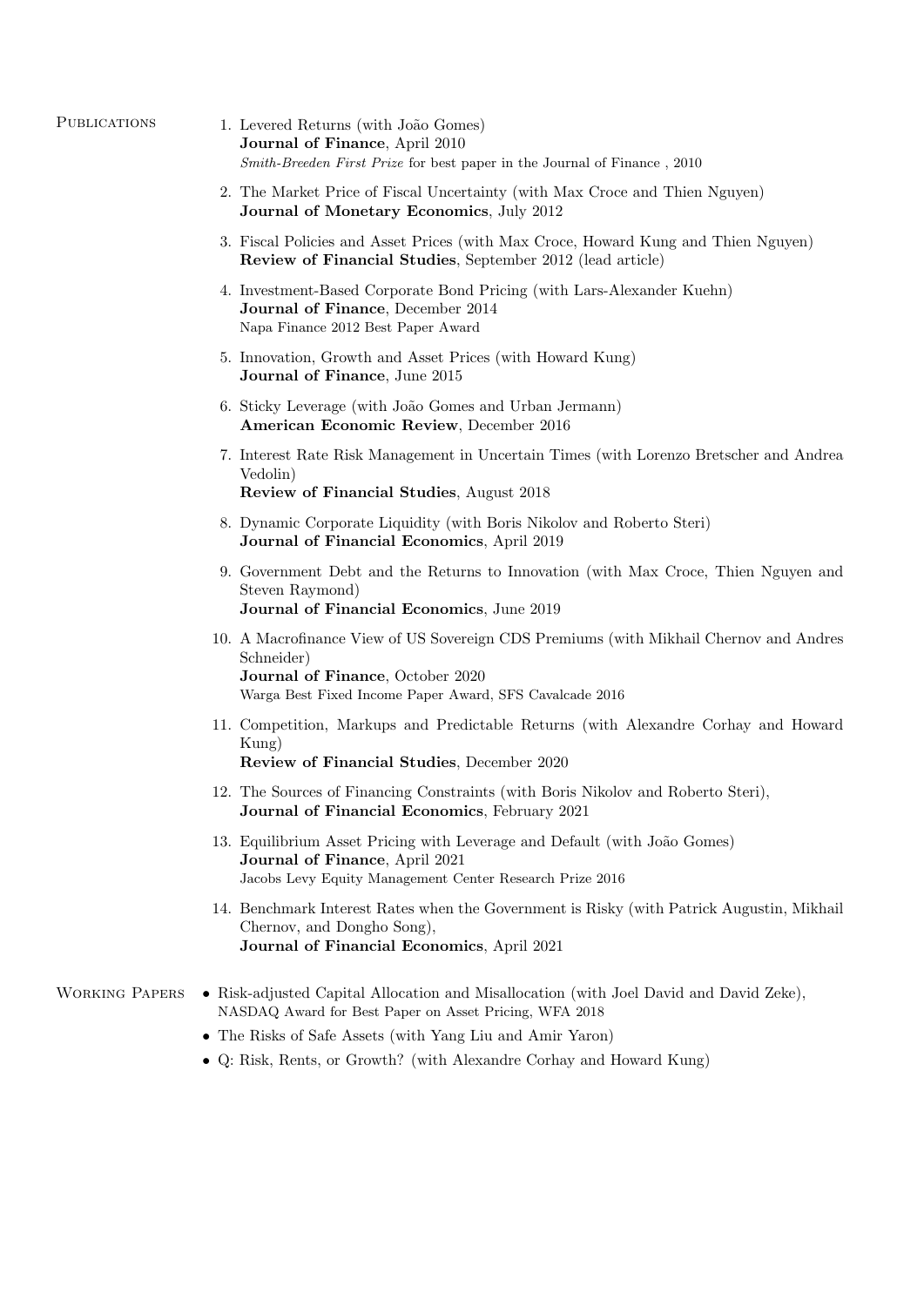## Publications

1. Levered Returns (with João Gomes)
   **Journal of Finance**, April 2010
   *Smith-Breeden First Prize* for best paper in the Journal of Finance , 2010

2. The Market Price of Fiscal Uncertainty (with Max Croce and Thien Nguyen)
   **Journal of Monetary Economics**, July 2012

3. Fiscal Policies and Asset Prices (with Max Croce, Howard Kung and Thien Nguyen)
   **Review of Financial Studies**, September 2012 (lead article)

4. Investment-Based Corporate Bond Pricing (with Lars-Alexander Kuehn)
   **Journal of Finance**, December 2014
   Napa Finance 2012 Best Paper Award

5. Innovation, Growth and Asset Prices (with Howard Kung)
   **Journal of Finance**, June 2015

6. Sticky Leverage (with João Gomes and Urban Jermann)
   **American Economic Review**, December 2016

7. Interest Rate Risk Management in Uncertain Times (with Lorenzo Bretscher and Andrea Vedolin)
   **Review of Financial Studies**, August 2018

8. Dynamic Corporate Liquidity (with Boris Nikolov and Roberto Steri)
   **Journal of Financial Economics**, April 2019

9. Government Debt and the Returns to Innovation (with Max Croce, Thien Nguyen and Steven Raymond)
   **Journal of Financial Economics**, June 2019

10. A Macrofinance View of US Sovereign CDS Premiums (with Mikhail Chernov and Andres Schneider)
    **Journal of Finance**, October 2020
    Warga Best Fixed Income Paper Award, SFS Cavalcade 2016

11. Competition, Markups and Predictable Returns (with Alexandre Corhay and Howard Kung)
    **Review of Financial Studies**, December 2020

12. The Sources of Financing Constraints (with Boris Nikolov and Roberto Steri),
    **Journal of Financial Economics**, February 2021

13. Equilibrium Asset Pricing with Leverage and Default (with João Gomes)
    **Journal of Finance**, April 2021
    Jacobs Levy Equity Management Center Research Prize 2016

14. Benchmark Interest Rates when the Government is Risky (with Patrick Augustin, Mikhail Chernov, and Dongho Song),
    **Journal of Financial Economics**, April 2021

## Working Papers

- Risk-adjusted Capital Allocation and Misallocation (with Joel David and David Zeke),
  NASDAQ Award for Best Paper on Asset Pricing, WFA 2018
- The Risks of Safe Assets (with Yang Liu and Amir Yaron)
- Q: Risk, Rents, or Growth? (with Alexandre Corhay and Howard Kung)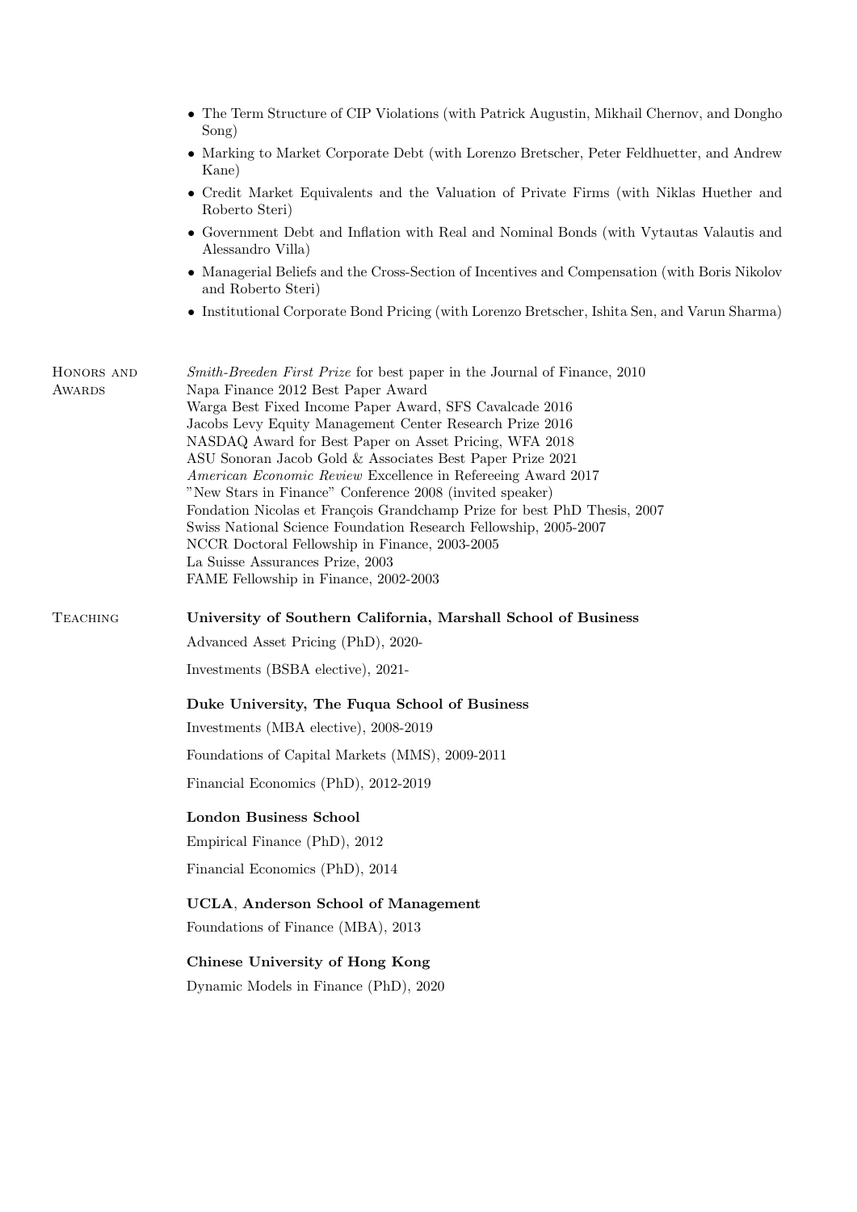- The Term Structure of CIP Violations (with Patrick Augustin, Mikhail Chernov, and Dongho Song)
- Marking to Market Corporate Debt (with Lorenzo Bretscher, Peter Feldhuetter, and Andrew Kane)
- Credit Market Equivalents and the Valuation of Private Firms (with Niklas Huether and Roberto Steri)
- Government Debt and Inflation with Real and Nominal Bonds (with Vytautas Valautis and Alessandro Villa)
- Managerial Beliefs and the Cross-Section of Incentives and Compensation (with Boris Nikolov and Roberto Steri)
- Institutional Corporate Bond Pricing (with Lorenzo Bretscher, Ishita Sen, and Varun Sharma)

## Honors and Awards

*Smith-Breeden First Prize* for best paper in the Journal of Finance, 2010
Napa Finance 2012 Best Paper Award
Warga Best Fixed Income Paper Award, SFS Cavalcade 2016
Jacobs Levy Equity Management Center Research Prize 2016
NASDAQ Award for Best Paper on Asset Pricing, WFA 2018
ASU Sonoran Jacob Gold & Associates Best Paper Prize 2021
*American Economic Review* Excellence in Refereeing Award 2017
"New Stars in Finance" Conference 2008 (invited speaker)
Fondation Nicolas et François Grandchamp Prize for best PhD Thesis, 2007
Swiss National Science Foundation Research Fellowship, 2005-2007
NCCR Doctoral Fellowship in Finance, 2003-2005
La Suisse Assurances Prize, 2003
FAME Fellowship in Finance, 2002-2003

## Teaching

**University of Southern California, Marshall School of Business**

Advanced Asset Pricing (PhD), 2020-

Investments (BSBA elective), 2021-

**Duke University, The Fuqua School of Business**

Investments (MBA elective), 2008-2019

Foundations of Capital Markets (MMS), 2009-2011

Financial Economics (PhD), 2012-2019

**London Business School**

Empirical Finance (PhD), 2012

Financial Economics (PhD), 2014

**UCLA, Anderson School of Management**

Foundations of Finance (MBA), 2013

**Chinese University of Hong Kong**

Dynamic Models in Finance (PhD), 2020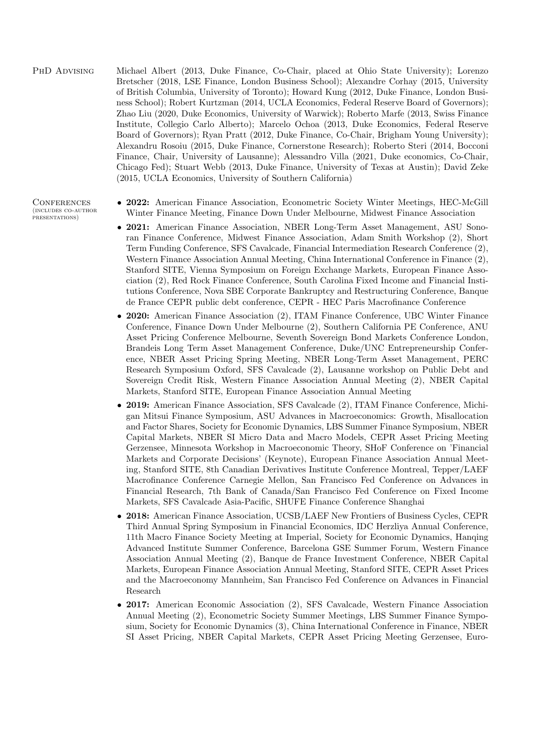## PhD Advising

Michael Albert (2013, Duke Finance, Co-Chair, placed at Ohio State University); Lorenzo Bretscher (2018, LSE Finance, London Business School); Alexandre Corhay (2015, University of British Columbia, University of Toronto); Howard Kung (2012, Duke Finance, London Business School); Robert Kurtzman (2014, UCLA Economics, Federal Reserve Board of Governors); Zhao Liu (2020, Duke Economics, University of Warwick); Roberto Marfe (2013, Swiss Finance Institute, Collegio Carlo Alberto); Marcelo Ochoa (2013, Duke Economics, Federal Reserve Board of Governors); Ryan Pratt (2012, Duke Finance, Co-Chair, Brigham Young University); Alexandru Rosoiu (2015, Duke Finance, Cornerstone Research); Roberto Steri (2014, Bocconi Finance, Chair, University of Lausanne); Alessandro Villa (2021, Duke economics, Co-Chair, Chicago Fed); Stuart Webb (2013, Duke Finance, University of Texas at Austin); David Zeke (2015, UCLA Economics, University of Southern California)

## Conferences (includes co-author presentations)

- **2022:** American Finance Association, Econometric Society Winter Meetings, HEC-McGill Winter Finance Meeting, Finance Down Under Melbourne, Midwest Finance Association
- **2021:** American Finance Association, NBER Long-Term Asset Management, ASU Sonoran Finance Conference, Midwest Finance Association, Adam Smith Workshop (2), Short Term Funding Conference, SFS Cavalcade, Financial Intermediation Research Conference (2), Western Finance Association Annual Meeting, China International Conference in Finance (2), Stanford SITE, Vienna Symposium on Foreign Exchange Markets, European Finance Association (2), Red Rock Finance Conference, South Carolina Fixed Income and Financial Institutions Conference, Nova SBE Corporate Bankruptcy and Restructuring Conference, Banque de France CEPR public debt conference, CEPR - HEC Paris Macrofinance Conference
- **2020:** American Finance Association (2), ITAM Finance Conference, UBC Winter Finance Conference, Finance Down Under Melbourne (2), Southern California PE Conference, ANU Asset Pricing Conference Melbourne, Seventh Sovereign Bond Markets Conference London, Brandeis Long Term Asset Management Conference, Duke/UNC Entrepreneurship Conference, NBER Asset Pricing Spring Meeting, NBER Long-Term Asset Management, PERC Research Symposium Oxford, SFS Cavalcade (2), Lausanne workshop on Public Debt and Sovereign Credit Risk, Western Finance Association Annual Meeting (2), NBER Capital Markets, Stanford SITE, European Finance Association Annual Meeting
- **2019:** American Finance Association, SFS Cavalcade (2), ITAM Finance Conference, Michigan Mitsui Finance Symposium, ASU Advances in Macroeconomics: Growth, Misallocation and Factor Shares, Society for Economic Dynamics, LBS Summer Finance Symposium, NBER Capital Markets, NBER SI Micro Data and Macro Models, CEPR Asset Pricing Meeting Gerzensee, Minnesota Workshop in Macroeconomic Theory, SHoF Conference on 'Financial Markets and Corporate Decisions' (Keynote), European Finance Association Annual Meeting, Stanford SITE, 8th Canadian Derivatives Institute Conference Montreal, Tepper/LAEF Macrofinance Conference Carnegie Mellon, San Francisco Fed Conference on Advances in Financial Research, 7th Bank of Canada/San Francisco Fed Conference on Fixed Income Markets, SFS Cavalcade Asia-Pacific, SHUFE Finance Conference Shanghai
- **2018:** American Finance Association, UCSB/LAEF New Frontiers of Business Cycles, CEPR Third Annual Spring Symposium in Financial Economics, IDC Herzliya Annual Conference, 11th Macro Finance Society Meeting at Imperial, Society for Economic Dynamics, Hanqing Advanced Institute Summer Conference, Barcelona GSE Summer Forum, Western Finance Association Annual Meeting (2), Banque de France Investment Conference, NBER Capital Markets, European Finance Association Annual Meeting, Stanford SITE, CEPR Asset Prices and the Macroeconomy Mannheim, San Francisco Fed Conference on Advances in Financial Research
- **2017:** American Economic Association (2), SFS Cavalcade, Western Finance Association Annual Meeting (2), Econometric Society Summer Meetings, LBS Summer Finance Symposium, Society for Economic Dynamics (3), China International Conference in Finance, NBER SI Asset Pricing, NBER Capital Markets, CEPR Asset Pricing Meeting Gerzensee, Euro-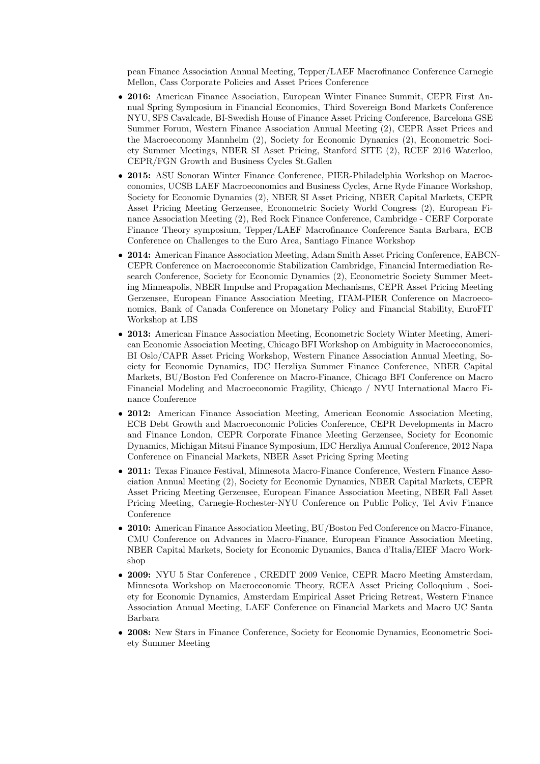pean Finance Association Annual Meeting, Tepper/LAEF Macrofinance Conference Carnegie Mellon, Cass Corporate Policies and Asset Prices Conference

- **2016:** American Finance Association, European Winter Finance Summit, CEPR First Annual Spring Symposium in Financial Economics, Third Sovereign Bond Markets Conference NYU, SFS Cavalcade, BI-Swedish House of Finance Asset Pricing Conference, Barcelona GSE Summer Forum, Western Finance Association Annual Meeting (2), CEPR Asset Prices and the Macroeconomy Mannheim (2), Society for Economic Dynamics (2), Econometric Society Summer Meetings, NBER SI Asset Pricing, Stanford SITE (2), RCEF 2016 Waterloo, CEPR/FGN Growth and Business Cycles St.Gallen
- **2015:** ASU Sonoran Winter Finance Conference, PIER-Philadelphia Workshop on Macroeconomics, UCSB LAEF Macroeconomics and Business Cycles, Arne Ryde Finance Workshop, Society for Economic Dynamics (2), NBER SI Asset Pricing, NBER Capital Markets, CEPR Asset Pricing Meeting Gerzensee, Econometric Society World Congress (2), European Finance Association Meeting (2), Red Rock Finance Conference, Cambridge - CERF Corporate Finance Theory symposium, Tepper/LAEF Macrofinance Conference Santa Barbara, ECB Conference on Challenges to the Euro Area, Santiago Finance Workshop
- **2014:** American Finance Association Meeting, Adam Smith Asset Pricing Conference, EABCN-CEPR Conference on Macroeconomic Stabilization Cambridge, Financial Intermediation Research Conference, Society for Economic Dynamics (2), Econometric Society Summer Meeting Minneapolis, NBER Impulse and Propagation Mechanisms, CEPR Asset Pricing Meeting Gerzensee, European Finance Association Meeting, ITAM-PIER Conference on Macroeconomics, Bank of Canada Conference on Monetary Policy and Financial Stability, EuroFIT Workshop at LBS
- **2013:** American Finance Association Meeting, Econometric Society Winter Meeting, American Economic Association Meeting, Chicago BFI Workshop on Ambiguity in Macroeconomics, BI Oslo/CAPR Asset Pricing Workshop, Western Finance Association Annual Meeting, Society for Economic Dynamics, IDC Herzliya Summer Finance Conference, NBER Capital Markets, BU/Boston Fed Conference on Macro-Finance, Chicago BFI Conference on Macro Financial Modeling and Macroeconomic Fragility, Chicago / NYU International Macro Finance Conference
- **2012:** American Finance Association Meeting, American Economic Association Meeting, ECB Debt Growth and Macroeconomic Policies Conference, CEPR Developments in Macro and Finance London, CEPR Corporate Finance Meeting Gerzensee, Society for Economic Dynamics, Michigan Mitsui Finance Symposium, IDC Herzliya Annual Conference, 2012 Napa Conference on Financial Markets, NBER Asset Pricing Spring Meeting
- **2011:** Texas Finance Festival, Minnesota Macro-Finance Conference, Western Finance Association Annual Meeting (2), Society for Economic Dynamics, NBER Capital Markets, CEPR Asset Pricing Meeting Gerzensee, European Finance Association Meeting, NBER Fall Asset Pricing Meeting, Carnegie-Rochester-NYU Conference on Public Policy, Tel Aviv Finance Conference
- **2010:** American Finance Association Meeting, BU/Boston Fed Conference on Macro-Finance, CMU Conference on Advances in Macro-Finance, European Finance Association Meeting, NBER Capital Markets, Society for Economic Dynamics, Banca d'Italia/EIEF Macro Workshop
- **2009:** NYU 5 Star Conference , CREDIT 2009 Venice, CEPR Macro Meeting Amsterdam, Minnesota Workshop on Macroeconomic Theory, RCEA Asset Pricing Colloquium , Society for Economic Dynamics, Amsterdam Empirical Asset Pricing Retreat, Western Finance Association Annual Meeting, LAEF Conference on Financial Markets and Macro UC Santa Barbara
- **2008:** New Stars in Finance Conference, Society for Economic Dynamics, Econometric Society Summer Meeting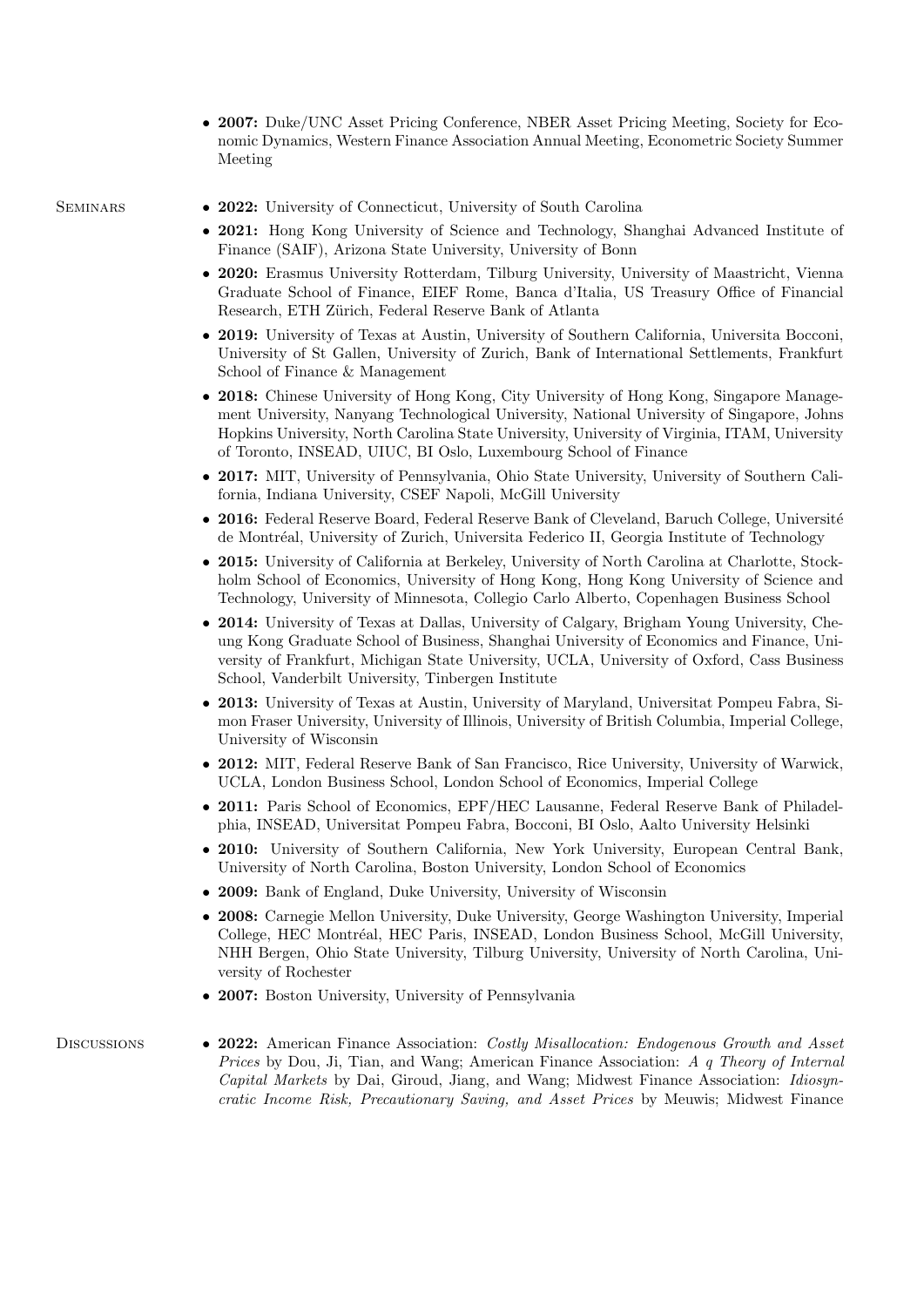- **2007:** Duke/UNC Asset Pricing Conference, NBER Asset Pricing Meeting, Society for Economic Dynamics, Western Finance Association Annual Meeting, Econometric Society Summer Meeting

## Seminars

- **2022:** University of Connecticut, University of South Carolina
- **2021:** Hong Kong University of Science and Technology, Shanghai Advanced Institute of Finance (SAIF), Arizona State University, University of Bonn
- **2020:** Erasmus University Rotterdam, Tilburg University, University of Maastricht, Vienna Graduate School of Finance, EIEF Rome, Banca d'Italia, US Treasury Office of Financial Research, ETH Zürich, Federal Reserve Bank of Atlanta
- **2019:** University of Texas at Austin, University of Southern California, Universita Bocconi, University of St Gallen, University of Zurich, Bank of International Settlements, Frankfurt School of Finance & Management
- **2018:** Chinese University of Hong Kong, City University of Hong Kong, Singapore Management University, Nanyang Technological University, National University of Singapore, Johns Hopkins University, North Carolina State University, University of Virginia, ITAM, University of Toronto, INSEAD, UIUC, BI Oslo, Luxembourg School of Finance
- **2017:** MIT, University of Pennsylvania, Ohio State University, University of Southern California, Indiana University, CSEF Napoli, McGill University
- **2016:** Federal Reserve Board, Federal Reserve Bank of Cleveland, Baruch College, Université de Montréal, University of Zurich, Universita Federico II, Georgia Institute of Technology
- **2015:** University of California at Berkeley, University of North Carolina at Charlotte, Stockholm School of Economics, University of Hong Kong, Hong Kong University of Science and Technology, University of Minnesota, Collegio Carlo Alberto, Copenhagen Business School
- **2014:** University of Texas at Dallas, University of Calgary, Brigham Young University, Cheung Kong Graduate School of Business, Shanghai University of Economics and Finance, University of Frankfurt, Michigan State University, UCLA, University of Oxford, Cass Business School, Vanderbilt University, Tinbergen Institute
- **2013:** University of Texas at Austin, University of Maryland, Universitat Pompeu Fabra, Simon Fraser University, University of Illinois, University of British Columbia, Imperial College, University of Wisconsin
- **2012:** MIT, Federal Reserve Bank of San Francisco, Rice University, University of Warwick, UCLA, London Business School, London School of Economics, Imperial College
- **2011:** Paris School of Economics, EPF/HEC Lausanne, Federal Reserve Bank of Philadelphia, INSEAD, Universitat Pompeu Fabra, Bocconi, BI Oslo, Aalto University Helsinki
- **2010:** University of Southern California, New York University, European Central Bank, University of North Carolina, Boston University, London School of Economics
- **2009:** Bank of England, Duke University, University of Wisconsin
- **2008:** Carnegie Mellon University, Duke University, George Washington University, Imperial College, HEC Montréal, HEC Paris, INSEAD, London Business School, McGill University, NHH Bergen, Ohio State University, Tilburg University, University of North Carolina, University of Rochester
- **2007:** Boston University, University of Pennsylvania

## Discussions

- **2022:** American Finance Association: *Costly Misallocation: Endogenous Growth and Asset Prices* by Dou, Ji, Tian, and Wang; American Finance Association: *A q Theory of Internal Capital Markets* by Dai, Giroud, Jiang, and Wang; Midwest Finance Association: *Idiosyncratic Income Risk, Precautionary Saving, and Asset Prices* by Meuwis; Midwest Finance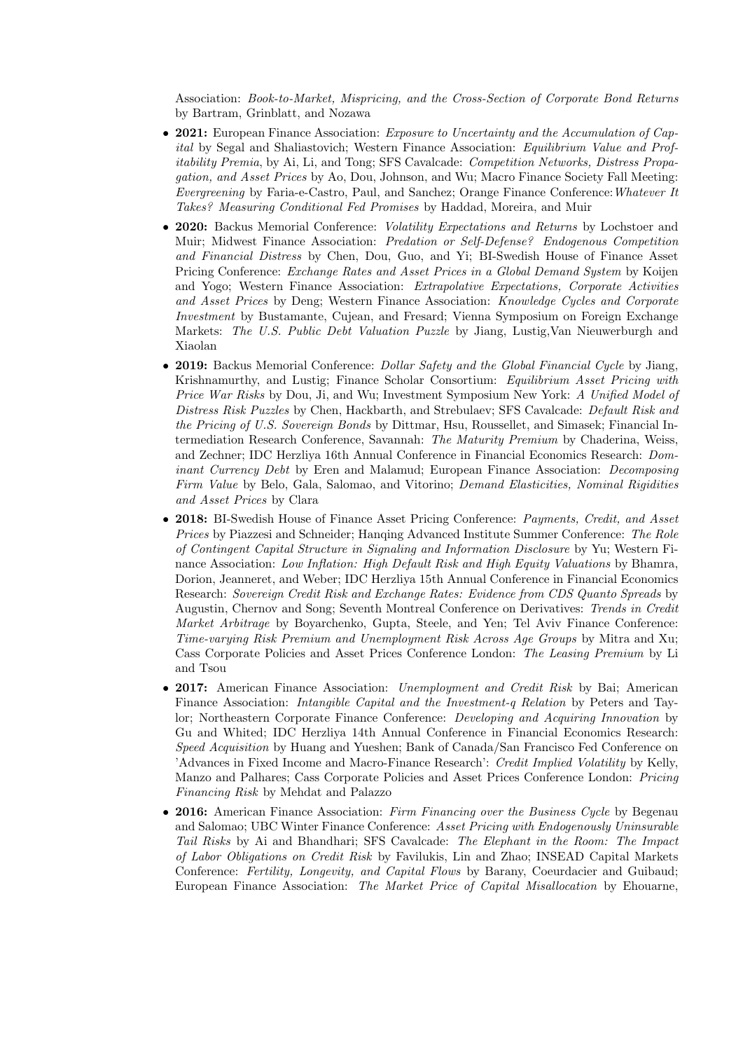Association: *Book-to-Market, Mispricing, and the Cross-Section of Corporate Bond Returns* by Bartram, Grinblatt, and Nozawa

- **2021:** European Finance Association: *Exposure to Uncertainty and the Accumulation of Capital* by Segal and Shaliastovich; Western Finance Association: *Equilibrium Value and Profitability Premia*, by Ai, Li, and Tong; SFS Cavalcade: *Competition Networks, Distress Propagation, and Asset Prices* by Ao, Dou, Johnson, and Wu; Macro Finance Society Fall Meeting: *Evergreening* by Faria-e-Castro, Paul, and Sanchez; Orange Finance Conference: *Whatever It Takes? Measuring Conditional Fed Promises* by Haddad, Moreira, and Muir
- **2020:** Backus Memorial Conference: *Volatility Expectations and Returns* by Lochstoer and Muir; Midwest Finance Association: *Predation or Self-Defense? Endogenous Competition and Financial Distress* by Chen, Dou, Guo, and Yi; BI-Swedish House of Finance Asset Pricing Conference: *Exchange Rates and Asset Prices in a Global Demand System* by Koijen and Yogo; Western Finance Association: *Extrapolative Expectations, Corporate Activities and Asset Prices* by Deng; Western Finance Association: *Knowledge Cycles and Corporate Investment* by Bustamante, Cujean, and Fresard; Vienna Symposium on Foreign Exchange Markets: *The U.S. Public Debt Valuation Puzzle* by Jiang, Lustig,Van Nieuwerburgh and Xiaolan
- **2019:** Backus Memorial Conference: *Dollar Safety and the Global Financial Cycle* by Jiang, Krishnamurthy, and Lustig; Finance Scholar Consortium: *Equilibrium Asset Pricing with Price War Risks* by Dou, Ji, and Wu; Investment Symposium New York: *A Unified Model of Distress Risk Puzzles* by Chen, Hackbarth, and Strebulaev; SFS Cavalcade: *Default Risk and the Pricing of U.S. Sovereign Bonds* by Dittmar, Hsu, Roussellet, and Simasek; Financial Intermediation Research Conference, Savannah: *The Maturity Premium* by Chaderina, Weiss, and Zechner; IDC Herzliya 16th Annual Conference in Financial Economics Research: *Dominant Currency Debt* by Eren and Malamud; European Finance Association: *Decomposing Firm Value* by Belo, Gala, Salomao, and Vitorino; *Demand Elasticities, Nominal Rigidities and Asset Prices* by Clara
- **2018:** BI-Swedish House of Finance Asset Pricing Conference: *Payments, Credit, and Asset Prices* by Piazzesi and Schneider; Hanqing Advanced Institute Summer Conference: *The Role of Contingent Capital Structure in Signaling and Information Disclosure* by Yu; Western Finance Association: *Low Inflation: High Default Risk and High Equity Valuations* by Bhamra, Dorion, Jeanneret, and Weber; IDC Herzliya 15th Annual Conference in Financial Economics Research: *Sovereign Credit Risk and Exchange Rates: Evidence from CDS Quanto Spreads* by Augustin, Chernov and Song; Seventh Montreal Conference on Derivatives: *Trends in Credit Market Arbitrage* by Boyarchenko, Gupta, Steele, and Yen; Tel Aviv Finance Conference: *Time-varying Risk Premium and Unemployment Risk Across Age Groups* by Mitra and Xu; Cass Corporate Policies and Asset Prices Conference London: *The Leasing Premium* by Li and Tsou
- **2017:** American Finance Association: *Unemployment and Credit Risk* by Bai; American Finance Association: *Intangible Capital and the Investment-q Relation* by Peters and Taylor; Northeastern Corporate Finance Conference: *Developing and Acquiring Innovation* by Gu and Whited; IDC Herzliya 14th Annual Conference in Financial Economics Research: *Speed Acquisition* by Huang and Yueshen; Bank of Canada/San Francisco Fed Conference on 'Advances in Fixed Income and Macro-Finance Research': *Credit Implied Volatility* by Kelly, Manzo and Palhares; Cass Corporate Policies and Asset Prices Conference London: *Pricing Financing Risk* by Mehdat and Palazzo
- **2016:** American Finance Association: *Firm Financing over the Business Cycle* by Begenau and Salomao; UBC Winter Finance Conference: *Asset Pricing with Endogenously Uninsurable Tail Risks* by Ai and Bhandhari; SFS Cavalcade: *The Elephant in the Room: The Impact of Labor Obligations on Credit Risk* by Favilukis, Lin and Zhao; INSEAD Capital Markets Conference: *Fertility, Longevity, and Capital Flows* by Barany, Coeurdacier and Guibaud; European Finance Association: *The Market Price of Capital Misallocation* by Ehouarne,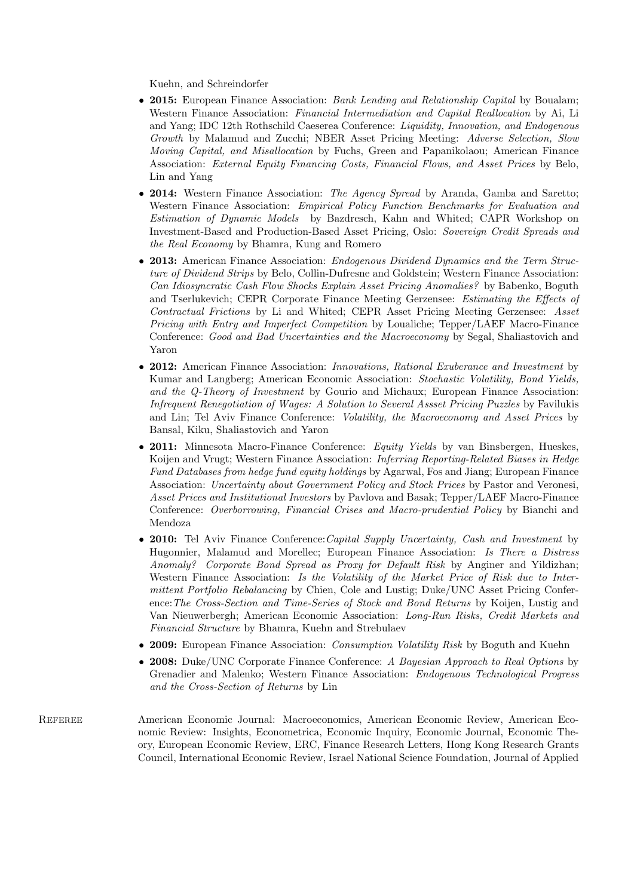Kuehn, and Schreindorfer

- **2015:** European Finance Association: *Bank Lending and Relationship Capital* by Boualam; Western Finance Association: *Financial Intermediation and Capital Reallocation* by Ai, Li and Yang; IDC 12th Rothschild Caeserea Conference: *Liquidity, Innovation, and Endogenous Growth* by Malamud and Zucchi; NBER Asset Pricing Meeting: *Adverse Selection, Slow Moving Capital, and Misallocation* by Fuchs, Green and Papanikolaou; American Finance Association: *External Equity Financing Costs, Financial Flows, and Asset Prices* by Belo, Lin and Yang
- **2014:** Western Finance Association: *The Agency Spread* by Aranda, Gamba and Saretto; Western Finance Association: *Empirical Policy Function Benchmarks for Evaluation and Estimation of Dynamic Models* by Bazdresch, Kahn and Whited; CAPR Workshop on Investment-Based and Production-Based Asset Pricing, Oslo: *Sovereign Credit Spreads and the Real Economy* by Bhamra, Kung and Romero
- **2013:** American Finance Association: *Endogenous Dividend Dynamics and the Term Structure of Dividend Strips* by Belo, Collin-Dufresne and Goldstein; Western Finance Association: *Can Idiosyncratic Cash Flow Shocks Explain Asset Pricing Anomalies?* by Babenko, Boguth and Tserlukevich; CEPR Corporate Finance Meeting Gerzensee: *Estimating the Effects of Contractual Frictions* by Li and Whited; CEPR Asset Pricing Meeting Gerzensee: *Asset Pricing with Entry and Imperfect Competition* by Loualiche; Tepper/LAEF Macro-Finance Conference: *Good and Bad Uncertainties and the Macroeconomy* by Segal, Shaliastovich and Yaron
- **2012:** American Finance Association: *Innovations, Rational Exuberance and Investment* by Kumar and Langberg; American Economic Association: *Stochastic Volatility, Bond Yields, and the Q-Theory of Investment* by Gourio and Michaux; European Finance Association: *Infrequent Renegotiation of Wages: A Solution to Several Assset Pricing Puzzles* by Favilukis and Lin; Tel Aviv Finance Conference: *Volatility, the Macroeconomy and Asset Prices* by Bansal, Kiku, Shaliastovich and Yaron
- **2011:** Minnesota Macro-Finance Conference: *Equity Yields* by van Binsbergen, Hueskes, Koijen and Vrugt; Western Finance Association: *Inferring Reporting-Related Biases in Hedge Fund Databases from hedge fund equity holdings* by Agarwal, Fos and Jiang; European Finance Association: *Uncertainty about Government Policy and Stock Prices* by Pastor and Veronesi, *Asset Prices and Institutional Investors* by Pavlova and Basak; Tepper/LAEF Macro-Finance Conference: *Overborrowing, Financial Crises and Macro-prudential Policy* by Bianchi and Mendoza
- **2010:** Tel Aviv Finance Conference: *Capital Supply Uncertainty, Cash and Investment* by Hugonnier, Malamud and Morellec; European Finance Association: *Is There a Distress Anomaly? Corporate Bond Spread as Proxy for Default Risk* by Anginer and Yildizhan; Western Finance Association: *Is the Volatility of the Market Price of Risk due to Intermittent Portfolio Rebalancing* by Chien, Cole and Lustig; Duke/UNC Asset Pricing Conference: *The Cross-Section and Time-Series of Stock and Bond Returns* by Koijen, Lustig and Van Nieuwerbergh; American Economic Association: *Long-Run Risks, Credit Markets and Financial Structure* by Bhamra, Kuehn and Strebulaev
- **2009:** European Finance Association: *Consumption Volatility Risk* by Boguth and Kuehn
- **2008:** Duke/UNC Corporate Finance Conference: *A Bayesian Approach to Real Options* by Grenadier and Malenko; Western Finance Association: *Endogenous Technological Progress and the Cross-Section of Returns* by Lin

**Referee**

American Economic Journal: Macroeconomics, American Economic Review, American Economic Review: Insights, Econometrica, Economic Inquiry, Economic Journal, Economic Theory, European Economic Review, ERC, Finance Research Letters, Hong Kong Research Grants Council, International Economic Review, Israel National Science Foundation, Journal of Applied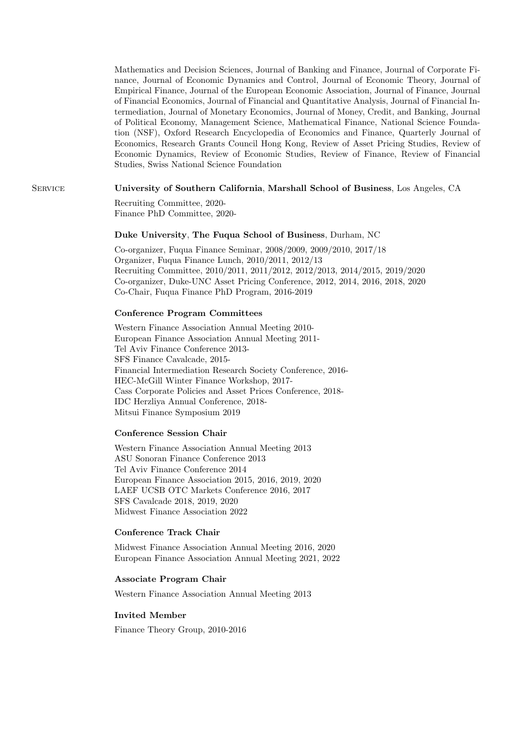Mathematics and Decision Sciences, Journal of Banking and Finance, Journal of Corporate Finance, Journal of Economic Dynamics and Control, Journal of Economic Theory, Journal of Empirical Finance, Journal of the European Economic Association, Journal of Finance, Journal of Financial Economics, Journal of Financial and Quantitative Analysis, Journal of Financial Intermediation, Journal of Monetary Economics, Journal of Money, Credit, and Banking, Journal of Political Economy, Management Science, Mathematical Finance, National Science Foundation (NSF), Oxford Research Encyclopedia of Economics and Finance, Quarterly Journal of Economics, Research Grants Council Hong Kong, Review of Asset Pricing Studies, Review of Economic Dynamics, Review of Economic Studies, Review of Finance, Review of Financial Studies, Swiss National Science Foundation

## Service

**University of Southern California**, **Marshall School of Business**, Los Angeles, CA

Recruiting Committee, 2020-
Finance PhD Committee, 2020-

**Duke University**, **The Fuqua School of Business**, Durham, NC

Co-organizer, Fuqua Finance Seminar, 2008/2009, 2009/2010, 2017/18
Organizer, Fuqua Finance Lunch, 2010/2011, 2012/13
Recruiting Committee, 2010/2011, 2011/2012, 2012/2013, 2014/2015, 2019/2020
Co-organizer, Duke-UNC Asset Pricing Conference, 2012, 2014, 2016, 2018, 2020
Co-Chair, Fuqua Finance PhD Program, 2016-2019

**Conference Program Committees**

Western Finance Association Annual Meeting 2010-
European Finance Association Annual Meeting 2011-
Tel Aviv Finance Conference 2013-
SFS Finance Cavalcade, 2015-
Financial Intermediation Research Society Conference, 2016-
HEC-McGill Winter Finance Workshop, 2017-
Cass Corporate Policies and Asset Prices Conference, 2018-
IDC Herzliya Annual Conference, 2018-
Mitsui Finance Symposium 2019

**Conference Session Chair**

Western Finance Association Annual Meeting 2013
ASU Sonoran Finance Conference 2013
Tel Aviv Finance Conference 2014
European Finance Association 2015, 2016, 2019, 2020
LAEF UCSB OTC Markets Conference 2016, 2017
SFS Cavalcade 2018, 2019, 2020
Midwest Finance Association 2022

**Conference Track Chair**

Midwest Finance Association Annual Meeting 2016, 2020
European Finance Association Annual Meeting 2021, 2022

**Associate Program Chair**

Western Finance Association Annual Meeting 2013

**Invited Member**

Finance Theory Group, 2010-2016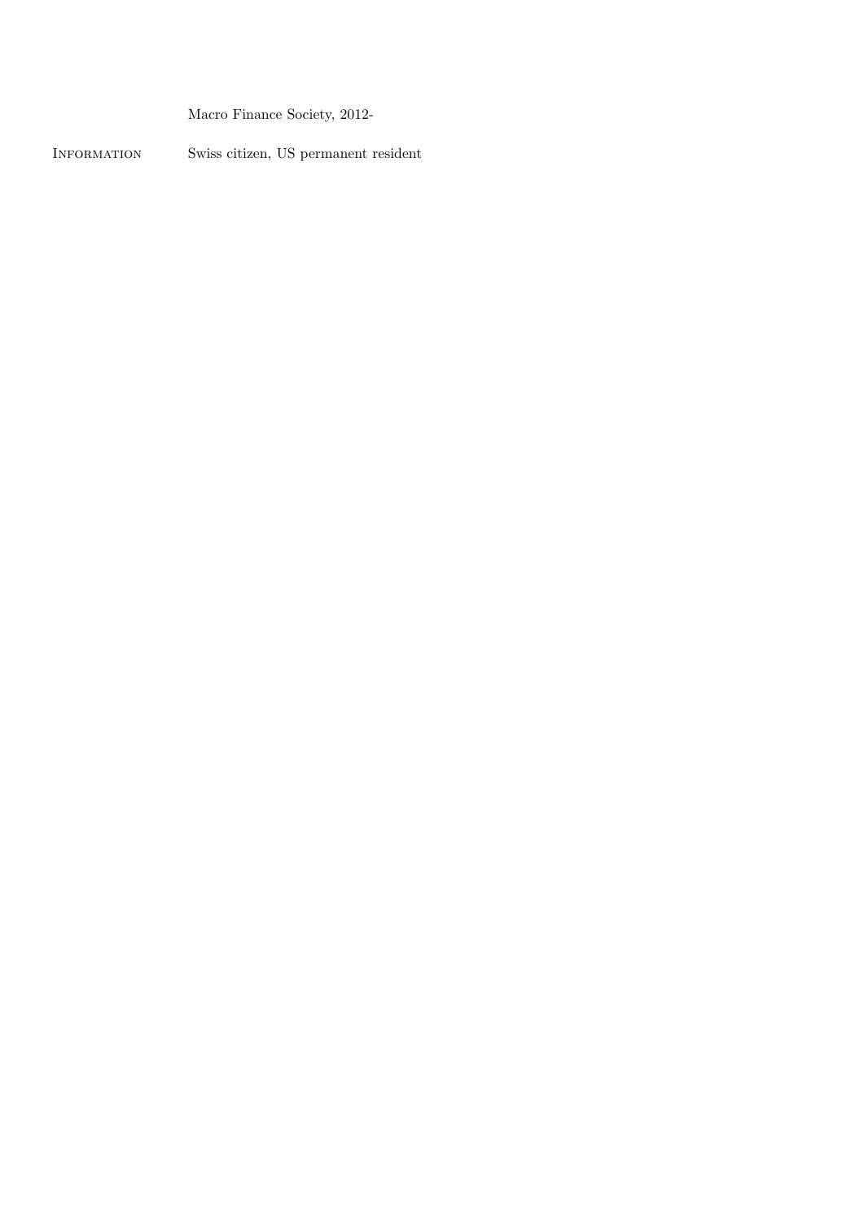Macro Finance Society, 2012-

**Information** Swiss citizen, US permanent resident